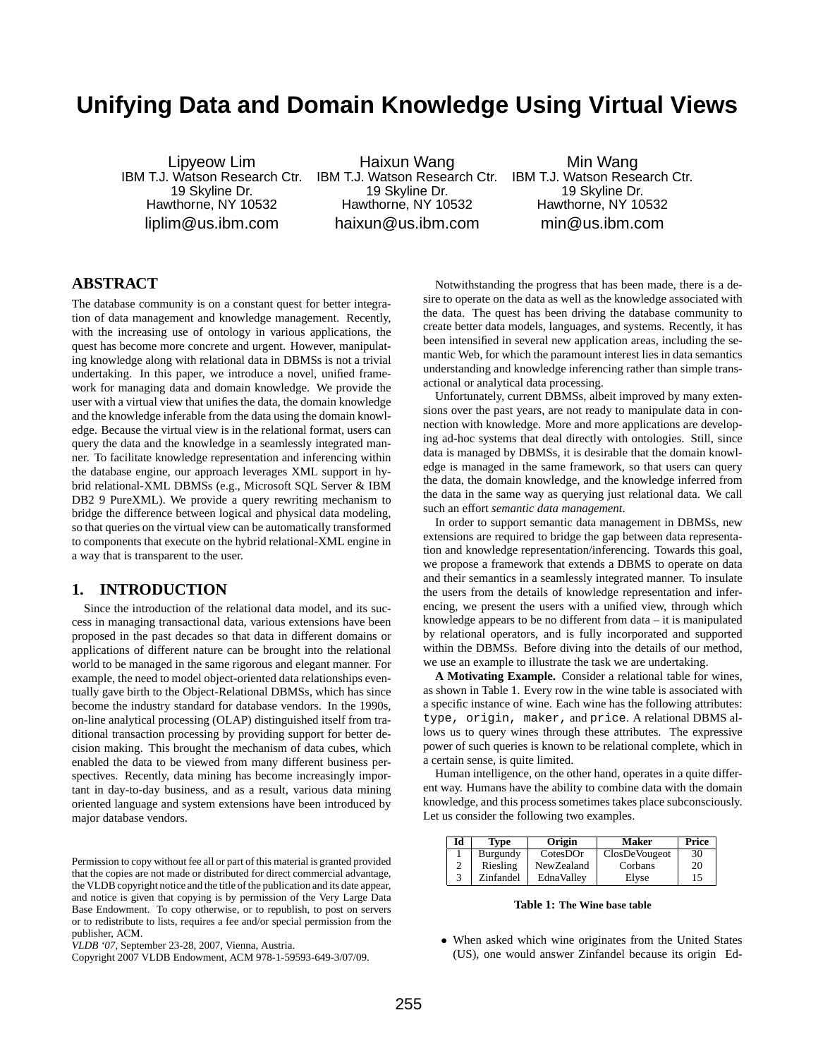# Unifying Data and Domain Knowledge Using Virtual Views

Lipyeow Lim
IBM T.J. Watson Research Ctr.
19 Skyline Dr.
Hawthorne, NY 10532
liplim@us.ibm.com

Haixun Wang
IBM T.J. Watson Research Ctr.
19 Skyline Dr.
Hawthorne, NY 10532
haixun@us.ibm.com

Min Wang
IBM T.J. Watson Research Ctr.
19 Skyline Dr.
Hawthorne, NY 10532
min@us.ibm.com

## ABSTRACT

The database community is on a constant quest for better integration of data management and knowledge management. Recently, with the increasing use of ontology in various applications, the quest has become more concrete and urgent. However, manipulating knowledge along with relational data in DBMSs is not a trivial undertaking. In this paper, we introduce a novel, unified framework for managing data and domain knowledge. We provide the user with a virtual view that unifies the data, the domain knowledge and the knowledge inferable from the data using the domain knowledge. Because the virtual view is in the relational format, users can query the data and the knowledge in a seamlessly integrated manner. To facilitate knowledge representation and inferencing within the database engine, our approach leverages XML support in hybrid relational-XML DBMSs (e.g., Microsoft SQL Server & IBM DB2 9 PureXML). We provide a query rewriting mechanism to bridge the difference between logical and physical data modeling, so that queries on the virtual view can be automatically transformed to components that execute on the hybrid relational-XML engine in a way that is transparent to the user.

## 1. INTRODUCTION

Since the introduction of the relational data model, and its success in managing transactional data, various extensions have been proposed in the past decades so that data in different domains or applications of different nature can be brought into the relational world to be managed in the same rigorous and elegant manner. For example, the need to model object-oriented data relationships eventually gave birth to the Object-Relational DBMSs, which has since become the industry standard for database vendors. In the 1990s, on-line analytical processing (OLAP) distinguished itself from traditional transaction processing by providing support for better decision making. This brought the mechanism of data cubes, which enabled the data to be viewed from many different business perspectives. Recently, data mining has become increasingly important in day-to-day business, and as a result, various data mining oriented language and system extensions have been introduced by major database vendors.

Permission to copy without fee all or part of this material is granted provided that the copies are not made or distributed for direct commercial advantage, the VLDB copyright notice and the title of the publication and its date appear, and notice is given that copying is by permission of the Very Large Data Base Endowment. To copy otherwise, or to republish, to post on servers or to redistribute to lists, requires a fee and/or special permission from the publisher, ACM.
*VLDB '07*, September 23-28, 2007, Vienna, Austria.
Copyright 2007 VLDB Endowment, ACM 978-1-59593-649-3/07/09.

Notwithstanding the progress that has been made, there is a desire to operate on the data as well as the knowledge associated with the data. The quest has been driving the database community to create better data models, languages, and systems. Recently, it has been intensified in several new application areas, including the semantic Web, for which the paramount interest lies in data semantics understanding and knowledge inferencing rather than simple transactional or analytical data processing.

Unfortunately, current DBMSs, albeit improved by many extensions over the past years, are not ready to manipulate data in connection with knowledge. More and more applications are developing ad-hoc systems that deal directly with ontologies. Still, since data is managed by DBMSs, it is desirable that the domain knowledge is managed in the same framework, so that users can query the data, the domain knowledge, and the knowledge inferred from the data in the same way as querying just relational data. We call such an effort *semantic data management*.

In order to support semantic data management in DBMSs, new extensions are required to bridge the gap between data representation and knowledge representation/inferencing. Towards this goal, we propose a framework that extends a DBMS to operate on data and their semantics in a seamlessly integrated manner. To insulate the users from the details of knowledge representation and inferencing, we present the users with a unified view, through which knowledge appears to be no different from data – it is manipulated by relational operators, and is fully incorporated and supported within the DBMSs. Before diving into the details of our method, we use an example to illustrate the task we are undertaking.

**A Motivating Example.** Consider a relational table for wines, as shown in Table 1. Every row in the wine table is associated with a specific instance of wine. Each wine has the following attributes: `type, origin, maker,` and `price`. A relational DBMS allows us to query wines through these attributes. The expressive power of such queries is known to be relational complete, which in a certain sense, is quite limited.

Human intelligence, on the other hand, operates in a quite different way. Humans have the ability to combine data with the domain knowledge, and this process sometimes takes place subconsciously. Let us consider the following two examples.

| Id | Type | Origin | Maker | Price |
|---|---|---|---|---|
| 1 | Burgundy | CotesDOr | ClosDeVougeot | 30 |
| 2 | Riesling | NewZealand | Corbans | 20 |
| 3 | Zinfandel | EdnaValley | Elyse | 15 |

**Table 1:** The Wine base table

- When asked which wine originates from the United States (US), one would answer Zinfandel because its origin Ed-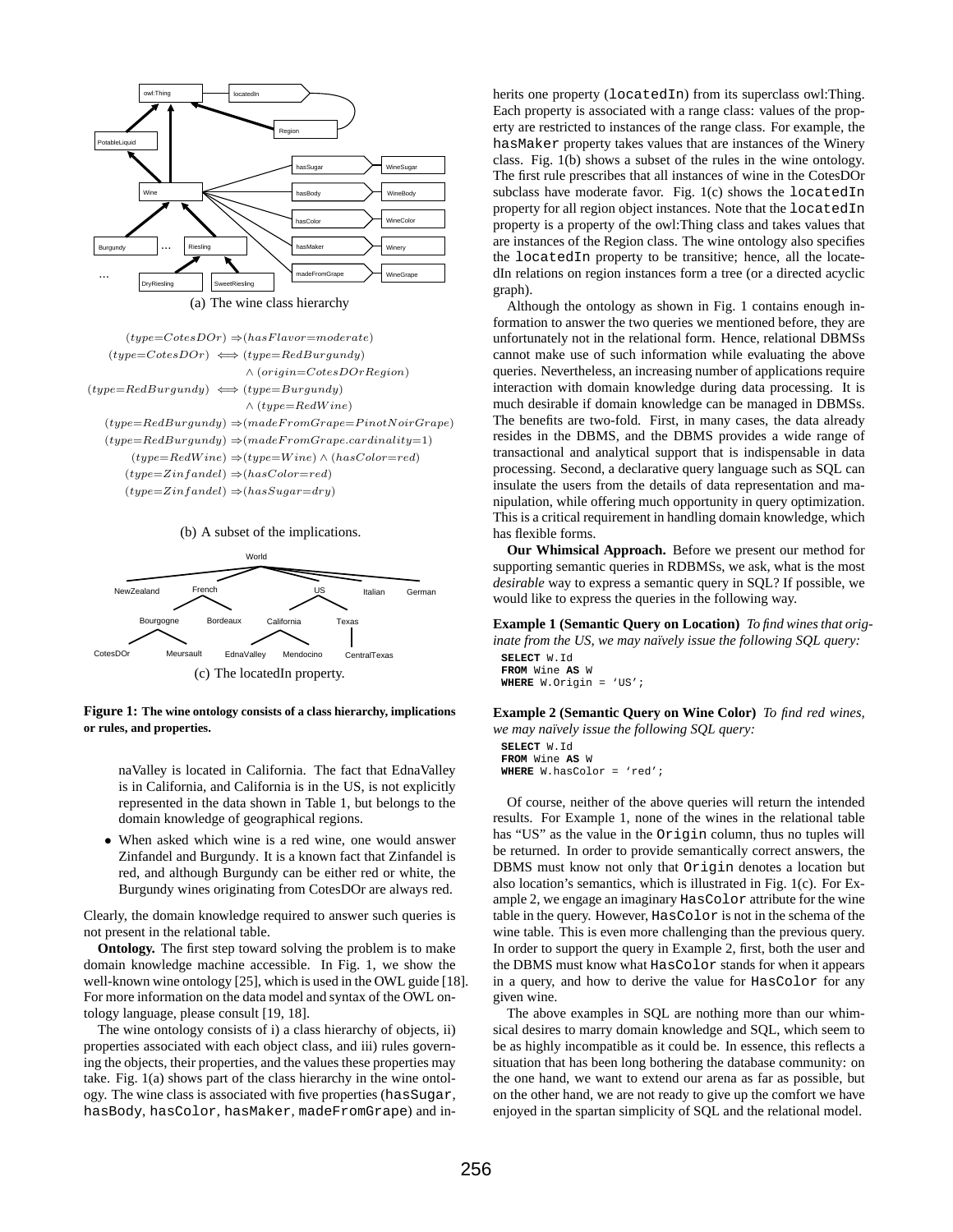(a) The wine class hierarchy

$$(type{=}CotesDOr) \Rightarrow (hasFlavor{=}moderate)$$
$$(type{=}CotesDOr) \iff (type{=}RedBurgundy) \wedge (origin{=}CotesDOrRegion)$$
$$(type{=}RedBurgundy) \iff (type{=}Burgundy) \wedge (type{=}RedWine)$$
$$(type{=}RedBurgundy) \Rightarrow (madeFromGrape{=}PinotNoirGrape)$$
$$(type{=}RedBurgundy) \Rightarrow (madeFromGrape.cardinality{=}1)$$
$$(type{=}RedWine) \Rightarrow (type{=}Wine) \wedge (hasColor{=}red)$$
$$(type{=}Zinfandel) \Rightarrow (hasColor{=}red)$$
$$(type{=}Zinfandel) \Rightarrow (hasSugar{=}dry)$$

(b) A subset of the implications.

(c) The locatedIn property.

**Figure 1: The wine ontology consists of a class hierarchy, implications or rules, and properties.**

naValley is located in California. The fact that EdnaValley is in California, and California is in the US, is not explicitly represented in the data shown in Table 1, but belongs to the domain knowledge of geographical regions.

- When asked which wine is a red wine, one would answer Zinfandel and Burgundy. It is a known fact that Zinfandel is red, and although Burgundy can be either red or white, the Burgundy wines originating from CotesDOr are always red.

Clearly, the domain knowledge required to answer such queries is not present in the relational table.

**Ontology.** The first step toward solving the problem is to make domain knowledge machine accessible. In Fig. 1, we show the well-known wine ontology [25], which is used in the OWL guide [18]. For more information on the data model and syntax of the OWL ontology language, please consult [19, 18].

The wine ontology consists of i) a class hierarchy of objects, ii) properties associated with each object class, and iii) rules governing the objects, their properties, and the values these properties may take. Fig. 1(a) shows part of the class hierarchy in the wine ontology. The wine class is associated with five properties (`hasSugar`, `hasBody`, `hasColor`, `hasMaker`, `madeFromGrape`) and inherits one property (`locatedIn`) from its superclass owl:Thing. Each property is associated with a range class: values of the property are restricted to instances of the range class. For example, the `hasMaker` property takes values that are instances of the Winery class. Fig. 1(b) shows a subset of the rules in the wine ontology. The first rule prescribes that all instances of wine in the CotesDOr subclass have moderate favor. Fig. 1(c) shows the `locatedIn` property for all region object instances. Note that the `locatedIn` property is a property of the owl:Thing class and takes values that are instances of the Region class. The wine ontology also specifies the `locatedIn` property to be transitive; hence, all the locatedIn relations on region instances form a tree (or a directed acyclic graph).

Although the ontology as shown in Fig. 1 contains enough information to answer the two queries we mentioned before, they are unfortunately not in the relational form. Hence, relational DBMSs cannot make use of such information while evaluating the above queries. Nevertheless, an increasing number of applications require interaction with domain knowledge during data processing. It is much desirable if domain knowledge can be managed in DBMSs. The benefits are two-fold. First, in many cases, the data already resides in the DBMS, and the DBMS provides a wide range of transactional and analytical support that is indispensable in data processing. Second, a declarative query language such as SQL can insulate the users from the details of data representation and manipulation, while offering much opportunity in query optimization. This is a critical requirement in handling domain knowledge, which has flexible forms.

**Our Whimsical Approach.** Before we present our method for supporting semantic queries in RDBMSs, we ask, what is the most *desirable* way to express a semantic query in SQL? If possible, we would like to express the queries in the following way.

**Example 1 (Semantic Query on Location)** *To find wines that originate from the US, we may naïvely issue the following SQL query:*

```
SELECT W.Id
FROM Wine AS W
WHERE W.Origin = 'US';
```

**Example 2 (Semantic Query on Wine Color)** *To find red wines, we may naïvely issue the following SQL query:*

```
SELECT W.Id
FROM Wine AS W
WHERE W.hasColor = 'red';
```

Of course, neither of the above queries will return the intended results. For Example 1, none of the wines in the relational table has "US" as the value in the `Origin` column, thus no tuples will be returned. In order to provide semantically correct answers, the DBMS must know not only that `Origin` denotes a location but also location's semantics, which is illustrated in Fig. 1(c). For Example 2, we engage an imaginary `HasColor` attribute for the wine table in the query. However, `HasColor` is not in the schema of the wine table. This is even more challenging than the previous query. In order to support the query in Example 2, first, both the user and the DBMS must know what `HasColor` stands for when it appears in a query, and how to derive the value for `HasColor` for any given wine.

The above examples in SQL are nothing more than our whimsical desires to marry domain knowledge and SQL, which seem to be as highly incompatible as it could be. In essence, this reflects a situation that has been long bothering the database community: on the one hand, we want to extend our arena as far as possible, but on the other hand, we are not ready to give up the comfort we have enjoyed in the spartan simplicity of SQL and the relational model.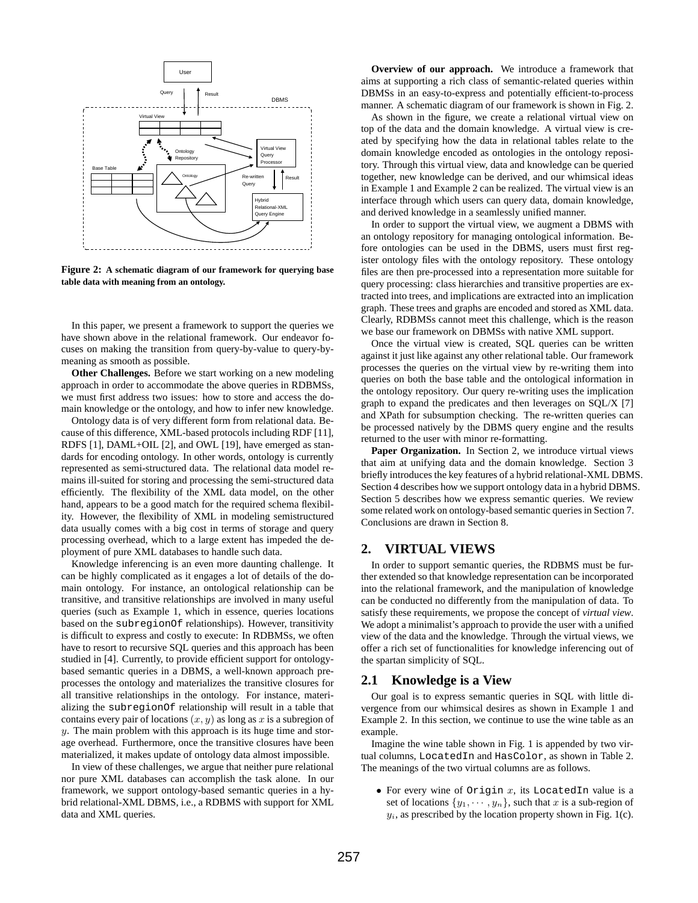Figure 2: A schematic diagram of our framework for querying base table data with meaning from an ontology.

In this paper, we present a framework to support the queries we have shown above in the relational framework. Our endeavor focuses on making the transition from query-by-value to query-by-meaning as smooth as possible.

**Other Challenges.** Before we start working on a new modeling approach in order to accommodate the above queries in RDBMSs, we must first address two issues: how to store and access the domain knowledge or the ontology, and how to infer new knowledge.

Ontology data is of very different form from relational data. Because of this difference, XML-based protocols including RDF [11], RDFS [1], DAML+OIL [2], and OWL [19], have emerged as standards for encoding ontology. In other words, ontology is currently represented as semi-structured data. The relational data model remains ill-suited for storing and processing the semi-structured data efficiently. The flexibility of the XML data model, on the other hand, appears to be a good match for the required schema flexibility. However, the flexibility of XML in modeling semistructured data usually comes with a big cost in terms of storage and query processing overhead, which to a large extent has impeded the deployment of pure XML databases to handle such data.

Knowledge inferencing is an even more daunting challenge. It can be highly complicated as it engages a lot of details of the domain ontology. For instance, an ontological relationship can be transitive, and transitive relationships are involved in many useful queries (such as Example 1, which in essence, queries locations based on the `subregionOf` relationships). However, transitivity is difficult to express and costly to execute: In RDBMSs, we often have to resort to recursive SQL queries and this approach has been studied in [4]. Currently, to provide efficient support for ontology-based semantic queries in a DBMS, a well-known approach pre-processes the ontology and materializes the transitive closures for all transitive relationships in the ontology. For instance, materializing the `subregionOf` relationship will result in a table that contains every pair of locations $(x, y)$ as long as $x$ is a subregion of $y$. The main problem with this approach is its huge time and storage overhead. Furthermore, once the transitive closures have been materialized, it makes update of ontology data almost impossible.

In view of these challenges, we argue that neither pure relational nor pure XML databases can accomplish the task alone. In our framework, we support ontology-based semantic queries in a hybrid relational-XML DBMS, i.e., a RDBMS with support for XML data and XML queries.

**Overview of our approach.** We introduce a framework that aims at supporting a rich class of semantic-related queries within DBMSs in an easy-to-express and potentially efficient-to-process manner. A schematic diagram of our framework is shown in Fig. 2.

As shown in the figure, we create a relational virtual view on top of the data and the domain knowledge. A virtual view is created by specifying how the data in relational tables relate to the domain knowledge encoded as ontologies in the ontology repository. Through this virtual view, data and knowledge can be queried together, new knowledge can be derived, and our whimsical ideas in Example 1 and Example 2 can be realized. The virtual view is an interface through which users can query data, domain knowledge, and derived knowledge in a seamlessly unified manner.

In order to support the virtual view, we augment a DBMS with an ontology repository for managing ontological information. Before ontologies can be used in the DBMS, users must first register ontology files with the ontology repository. These ontology files are then pre-processed into a representation more suitable for query processing: class hierarchies and transitive properties are extracted into trees, and implications are extracted into an implication graph. These trees and graphs are encoded and stored as XML data. Clearly, RDBMSs cannot meet this challenge, which is the reason we base our framework on DBMSs with native XML support.

Once the virtual view is created, SQL queries can be written against it just like against any other relational table. Our framework processes the queries on the virtual view by re-writing them into queries on both the base table and the ontological information in the ontology repository. Our query re-writing uses the implication graph to expand the predicates and then leverages on SQL/X [7] and XPath for subsumption checking. The re-written queries can be processed natively by the DBMS query engine and the results returned to the user with minor re-formatting.

**Paper Organization.** In Section 2, we introduce virtual views that aim at unifying data and the domain knowledge. Section 3 briefly introduces the key features of a hybrid relational-XML DBMS. Section 4 describes how we support ontology data in a hybrid DBMS. Section 5 describes how we express semantic queries. We review some related work on ontology-based semantic queries in Section 7. Conclusions are drawn in Section 8.

## 2. VIRTUAL VIEWS

In order to support semantic queries, the RDBMS must be further extended so that knowledge representation can be incorporated into the relational framework, and the manipulation of knowledge can be conducted no differently from the manipulation of data. To satisfy these requirements, we propose the concept of *virtual view*. We adopt a minimalist's approach to provide the user with a unified view of the data and the knowledge. Through the virtual views, we offer a rich set of functionalities for knowledge inferencing out of the spartan simplicity of SQL.

### 2.1 Knowledge is a View

Our goal is to express semantic queries in SQL with little divergence from our whimsical desires as shown in Example 1 and Example 2. In this section, we continue to use the wine table as an example.

Imagine the wine table shown in Fig. 1 is appended by two virtual columns, `LocatedIn` and `HasColor`, as shown in Table 2. The meanings of the two virtual columns are as follows.

- For every wine of `Origin` $x$, its `LocatedIn` value is a set of locations $\{y_1, \cdots, y_n\}$, such that $x$ is a sub-region of $y_i$, as prescribed by the location property shown in Fig. 1(c).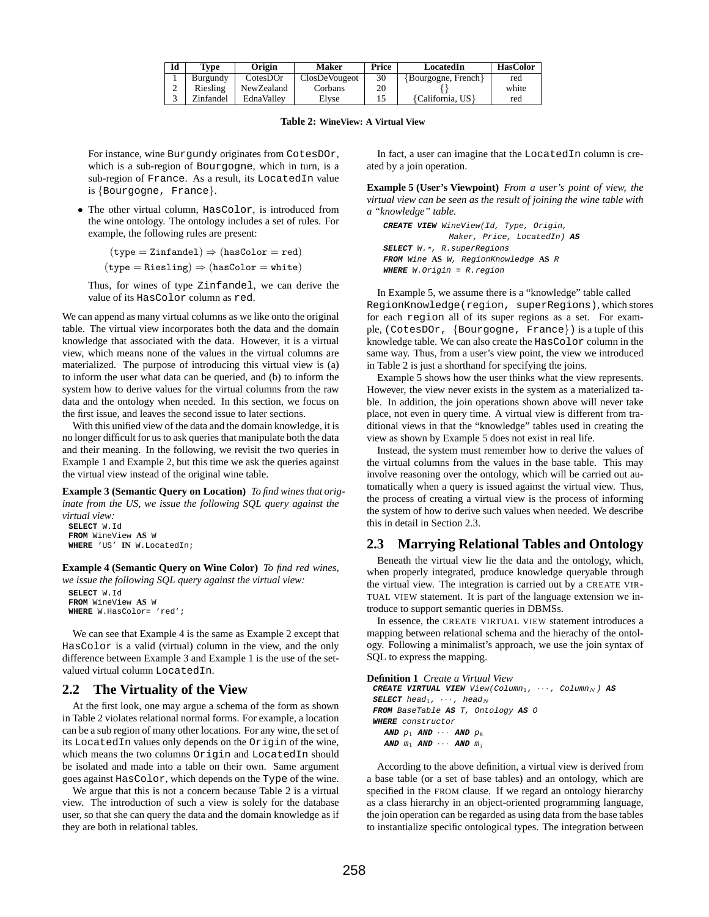| Id | Type | Origin | Maker | Price | LocatedIn | HasColor |
|---|---|---|---|---|---|---|
| 1 | Burgundy | CotesDOr | ClosDeVougeot | 30 | {Bourgogne, French} | red |
| 2 | Riesling | NewZealand | Corbans | 20 | {} | white |
| 3 | Zinfandel | EdnaValley | Elyse | 15 | {California, US} | red |

**Table 2: WineView: A Virtual View**

For instance, wine Burgundy originates from CotesDOr, which is a sub-region of Bourgogne, which in turn, is a sub-region of France. As a result, its LocatedIn value is {Bourgogne, France}.

- The other virtual column, HasColor, is introduced from the wine ontology. The ontology includes a set of rules. For example, the following rules are present:

$$(\texttt{type} = \texttt{Zinfandel}) \Rightarrow (\texttt{hasColor} = \texttt{red})$$

$$(\texttt{type} = \texttt{Riesling}) \Rightarrow (\texttt{hasColor} = \texttt{white})$$

  Thus, for wines of type Zinfandel, we can derive the value of its HasColor column as red.

We can append as many virtual columns as we like onto the original table. The virtual view incorporates both the data and the domain knowledge that associated with the data. However, it is a virtual view, which means none of the values in the virtual columns are materialized. The purpose of introducing this virtual view is (a) to inform the user what data can be queried, and (b) to inform the system how to derive values for the virtual columns from the raw data and the ontology when needed. In this section, we focus on the first issue, and leaves the second issue to later sections.

With this unified view of the data and the domain knowledge, it is no longer difficult for us to ask queries that manipulate both the data and their meaning. In the following, we revisit the two queries in Example 1 and Example 2, but this time we ask the queries against the virtual view instead of the original wine table.

**Example 3 (Semantic Query on Location)** *To find wines that originate from the US, we issue the following SQL query against the virtual view:*

```
SELECT W.Id
FROM WineView AS W
WHERE 'US' IN W.LocatedIn;
```

**Example 4 (Semantic Query on Wine Color)** *To find red wines, we issue the following SQL query against the virtual view:*

```
SELECT W.Id
FROM WineView AS W
WHERE W.HasColor= 'red';
```

We can see that Example 4 is the same as Example 2 except that HasColor is a valid (virtual) column in the view, and the only difference between Example 3 and Example 1 is the use of the set-valued virtual column LocatedIn.

## 2.2 The Virtuality of the View

At the first look, one may argue a schema of the form as shown in Table 2 violates relational normal forms. For example, a location can be a sub region of many other locations. For any wine, the set of its LocatedIn values only depends on the Origin of the wine, which means the two columns Origin and LocatedIn should be isolated and made into a table on their own. Same argument goes against HasColor, which depends on the Type of the wine.

We argue that this is not a concern because Table 2 is a virtual view. The introduction of such a view is solely for the database user, so that she can query the data and the domain knowledge as if they are both in relational tables.

In fact, a user can imagine that the LocatedIn column is created by a join operation.

**Example 5 (User's Viewpoint)** *From a user's point of view, the virtual view can be seen as the result of joining the wine table with a "knowledge" table.*

```
CREATE VIEW WineView(Id, Type, Origin,
            Maker, Price, LocatedIn) AS
SELECT W.*, R.superRegions
FROM Wine AS W, RegionKnowledge AS R
WHERE W.Origin = R.region
```

In Example 5, we assume there is a "knowledge" table called RegionKnowledge(region, superRegions), which stores for each region all of its super regions as a set. For example, (CotesDOr, {Bourgogne, France}) is a tuple of this knowledge table. We can also create the HasColor column in the same way. Thus, from a user's view point, the view we introduced in Table 2 is just a shorthand for specifying the joins.

Example 5 shows how the user thinks what the view represents. However, the view never exists in the system as a materialized table. In addition, the join operations shown above will never take place, not even in query time. A virtual view is different from traditional views in that the "knowledge" tables used in creating the view as shown by Example 5 does not exist in real life.

Instead, the system must remember how to derive the values of the virtual columns from the values in the base table. This may involve reasoning over the ontology, which will be carried out automatically when a query is issued against the virtual view. Thus, the process of creating a virtual view is the process of informing the system of how to derive such values when needed. We describe this in detail in Section 2.3.

## 2.3 Marrying Relational Tables and Ontology

Beneath the virtual view lie the data and the ontology, which, when properly integrated, produce knowledge queryable through the virtual view. The integration is carried out by a CREATE VIRTUAL VIEW statement. It is part of the language extension we introduce to support semantic queries in DBMSs.

In essence, the CREATE VIRTUAL VIEW statement introduces a mapping between relational schema and the hierachy of the ontology. Following a minimalist's approach, we use the join syntax of SQL to express the mapping.

**Definition 1** *Create a Virtual View*

```
CREATE VIRTUAL VIEW View(Column_1, ···, Column_N) AS
SELECT head_1, ···, head_N
FROM BaseTable AS T, Ontology AS O
WHERE constructor
  AND p_1 AND ··· AND p_k
  AND m_1 AND ··· AND m_j
```

According to the above definition, a virtual view is derived from a base table (or a set of base tables) and an ontology, which are specified in the FROM clause. If we regard an ontology hierarchy as a class hierarchy in an object-oriented programming language, the join operation can be regarded as using data from the base tables to instantialize specific ontological types. The integration between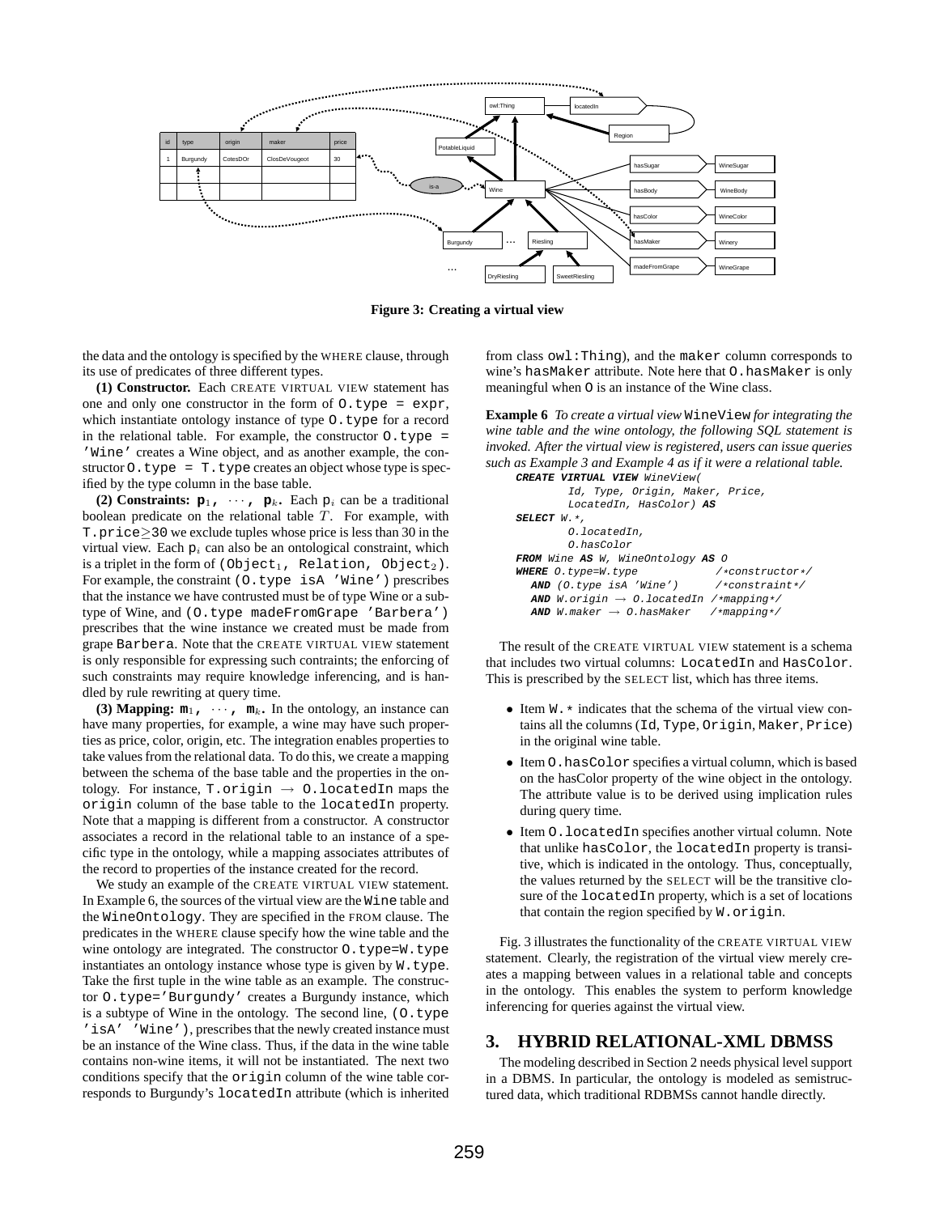**Figure 3: Creating a virtual view**

the data and the ontology is specified by the WHERE clause, through its use of predicates of three different types.

**(1) Constructor.** Each CREATE VIRTUAL VIEW statement has one and only one constructor in the form of `O.type = expr`, which instantiate ontology instance of type `O.type` for a record in the relational table. For example, the constructor `O.type = 'Wine'` creates a Wine object, and as another example, the constructor `O.type = T.type` creates an object whose type is specified by the type column in the base table.

**(2) Constraints:** $\mathtt{p}_1, \cdots, \mathtt{p}_k$**.** Each $\mathtt{p}_i$ can be a traditional boolean predicate on the relational table $T$. For example, with `T.price`$\geq$`30` we exclude tuples whose price is less than 30 in the virtual view. Each $\mathtt{p}_i$ can also be an ontological constraint, which is a triplet in the form of $(\mathtt{Object}_1, \mathtt{Relation}, \mathtt{Object}_2)$. For example, the constraint `(O.type isA 'Wine')` prescribes that the instance we have contrusted must be of type Wine or a subtype of Wine, and `(O.type madeFromGrape 'Barbera')` prescribes that the wine instance we created must be made from grape `Barbera`. Note that the CREATE VIRTUAL VIEW statement is only responsible for expressing such contraints; the enforcing of such constraints may require knowledge inferencing, and is handled by rule rewriting at query time.

**(3) Mapping:** $\mathtt{m}_1, \cdots, \mathtt{m}_k$**.** In the ontology, an instance can have many properties, for example, a wine may have such properties as price, color, origin, etc. The integration enables properties to take values from the relational data. To do this, we create a mapping between the schema of the base table and the properties in the ontology. For instance, `T.origin` $\rightarrow$ `O.locatedIn` maps the `origin` column of the base table to the `locatedIn` property. Note that a mapping is different from a constructor. A constructor associates a record in the relational table to an instance of a specific type in the ontology, while a mapping associates attributes of the record to properties of the instance created for the record.

We study an example of the CREATE VIRTUAL VIEW statement. In Example 6, the sources of the virtual view are the `Wine` table and the `WineOntology`. They are specified in the FROM clause. The predicates in the WHERE clause specify how the wine table and the wine ontology are integrated. The constructor `O.type=W.type` instantiates an ontology instance whose type is given by `W.type`. Take the first tuple in the wine table as an example. The constructor `O.type='Burgundy'` creates a Burgundy instance, which is a subtype of Wine in the ontology. The second line, `(O.type 'isA' 'Wine')`, prescribes that the newly created instance must be an instance of the Wine class. Thus, if the data in the wine table contains non-wine items, it will not be instantiated. The next two conditions specify that the `origin` column of the wine table corresponds to Burgundy's `locatedIn` attribute (which is inherited from class `owl:Thing`), and the `maker` column corresponds to wine's `hasMaker` attribute. Note here that `O.hasMaker` is only meaningful when `O` is an instance of the Wine class.

**Example 6** *To create a virtual view* `WineView` *for integrating the wine table and the wine ontology, the following SQL statement is invoked. After the virtual view is registered, users can issue queries such as Example 3 and Example 4 as if it were a relational table.*

```
CREATE VIRTUAL VIEW WineView(
        Id, Type, Origin, Maker, Price,
        LocatedIn, HasColor) AS
SELECT W.*,
        O.locatedIn,
        O.hasColor
FROM Wine AS W, WineOntology AS O
WHERE O.type=W.type             /*constructor*/
  AND (O.type isA 'Wine')       /*constraint*/
  AND W.origin → O.locatedIn /*mapping*/
  AND W.maker → O.hasMaker   /*mapping*/
```

The result of the CREATE VIRTUAL VIEW statement is a schema that includes two virtual columns: `LocatedIn` and `HasColor`. This is prescribed by the SELECT list, which has three items.

- Item `W.*` indicates that the schema of the virtual view contains all the columns (`Id`, `Type`, `Origin`, `Maker`, `Price`) in the original wine table.
- Item `O.hasColor` specifies a virtual column, which is based on the hasColor property of the wine object in the ontology. The attribute value is to be derived using implication rules during query time.
- Item `O.locatedIn` specifies another virtual column. Note that unlike `hasColor`, the `locatedIn` property is transitive, which is indicated in the ontology. Thus, conceptually, the values returned by the SELECT will be the transitive closure of the `locatedIn` property, which is a set of locations that contain the region specified by `W.origin`.

Fig. 3 illustrates the functionality of the CREATE VIRTUAL VIEW statement. Clearly, the registration of the virtual view merely creates a mapping between values in a relational table and concepts in the ontology. This enables the system to perform knowledge inferencing for queries against the virtual view.

## 3. HYBRID RELATIONAL-XML DBMSS

The modeling described in Section 2 needs physical level support in a DBMS. In particular, the ontology is modeled as semistructured data, which traditional RDBMSs cannot handle directly.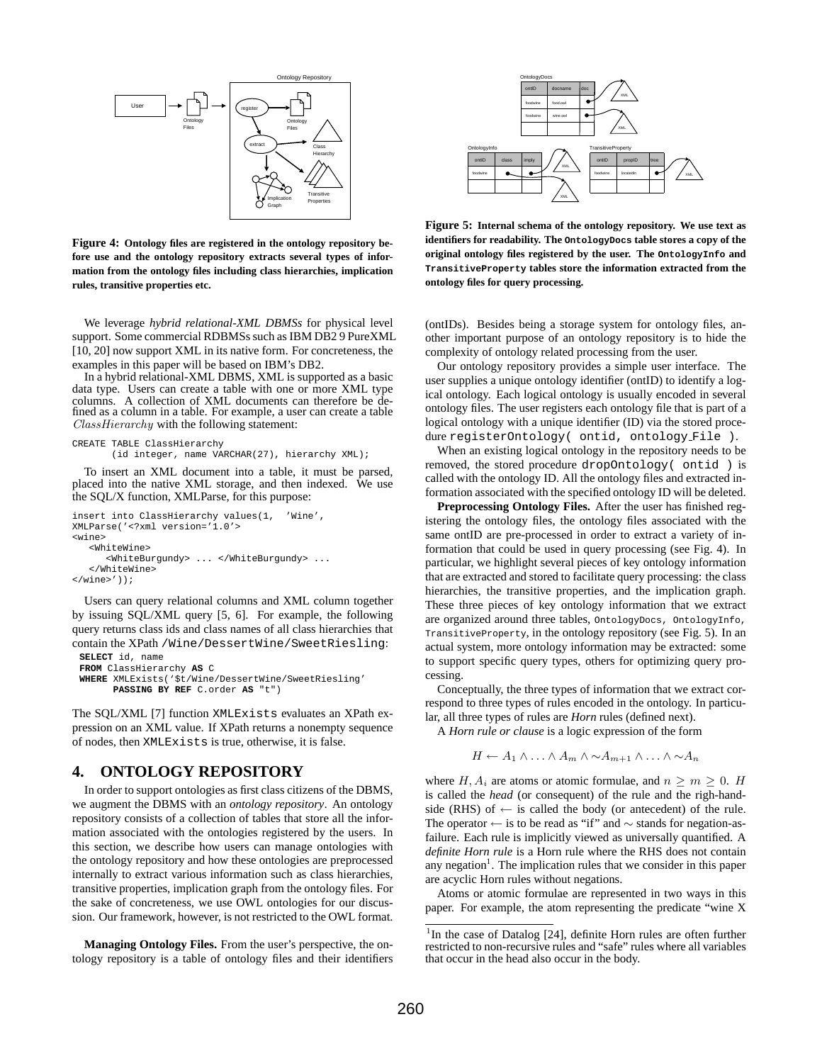**Figure 4: Ontology files are registered in the ontology repository before use and the ontology repository extracts several types of information from the ontology files including class hierarchies, implication rules, transitive properties etc.**

We leverage *hybrid relational-XML DBMSs* for physical level support. Some commercial RDBMSs such as IBM DB2 9 PureXML [10, 20] now support XML in its native form. For concreteness, the examples in this paper will be based on IBM's DB2.

In a hybrid relational-XML DBMS, XML is supported as a basic data type. Users can create a table with one or more XML type columns. A collection of XML documents can therefore be defined as a column in a table. For example, a user can create a table $ClassHierarchy$ with the following statement:

```
CREATE TABLE ClassHierarchy
      (id integer, name VARCHAR(27), hierarchy XML);
```

To insert an XML document into a table, it must be parsed, placed into the native XML storage, and then indexed. We use the SQL/X function, XMLParse, for this purpose:

```
insert into ClassHierarchy values(1,  'Wine',
XMLParse('<?xml version='1.0'>
<wine>
   <WhiteWine>
      <WhiteBurgundy> ... </WhiteBurgundy> ...
   </WhiteWine>
</wine>'));
```

Users can query relational columns and XML column together by issuing SQL/XML query [5, 6]. For example, the following query returns class ids and class names of all class hierarchies that contain the XPath `/Wine/DessertWine/SweetRiesling`:

```
SELECT id, name
FROM ClassHierarchy AS C
WHERE XMLExists('$t/Wine/DessertWine/SweetRiesling'
      PASSING BY REF C.order AS "t")
```

The SQL/XML [7] function `XMLExists` evaluates an XPath expression on an XML value. If XPath returns a nonempty sequence of nodes, then `XMLExists` is true, otherwise, it is false.

## 4. ONTOLOGY REPOSITORY

In order to support ontologies as first class citizens of the DBMS, we augment the DBMS with an *ontology repository*. An ontology repository consists of a collection of tables that store all the information associated with the ontologies registered by the users. In this section, we describe how users can manage ontologies with the ontology repository and how these ontologies are preprocessed internally to extract various information such as class hierarchies, transitive properties, implication graph from the ontology files. For the sake of concreteness, we use OWL ontologies for our discussion. Our framework, however, is not restricted to the OWL format.

**Managing Ontology Files.** From the user's perspective, the ontology repository is a table of ontology files and their identifiers

**Figure 5: Internal schema of the ontology repository. We use text as identifiers for readability. The `OntologyDocs` table stores a copy of the original ontology files registered by the user. The `OntologyInfo` and `TransitiveProperty` tables store the information extracted from the ontology files for query processing.**

(ontIDs). Besides being a storage system for ontology files, another important purpose of an ontology repository is to hide the complexity of ontology related processing from the user.

Our ontology repository provides a simple user interface. The user supplies a unique ontology identifier (ontID) to identify a logical ontology. Each logical ontology is usually encoded in several ontology files. The user registers each ontology file that is part of a logical ontology with a unique identifier (ID) via the stored procedure `registerOntology( ontid, ontology_File )`.

When an existing logical ontology in the repository needs to be removed, the stored procedure `dropOntology( ontid )` is called with the ontology ID. All the ontology files and extracted information associated with the specified ontology ID will be deleted.

**Preprocessing Ontology Files.** After the user has finished registering the ontology files, the ontology files associated with the same ontID are pre-processed in order to extract a variety of information that could be used in query processing (see Fig. 4). In particular, we highlight several pieces of key ontology information that are extracted and stored to facilitate query processing: the class hierarchies, the transitive properties, and the implication graph. These three pieces of key ontology information that we extract are organized around three tables, `OntologyDocs`, `OntologyInfo`, `TransitiveProperty`, in the ontology repository (see Fig. 5). In an actual system, more ontology information may be extracted: some to support specific query types, others for optimizing query processing.

Conceptually, the three types of information that we extract correspond to three types of rules encoded in the ontology. In particular, all three types of rules are *Horn* rules (defined next).

A *Horn rule or clause* is a logic expression of the form

$$H \leftarrow A_1 \wedge \ldots \wedge A_m \wedge \sim A_{m+1} \wedge \ldots \wedge \sim A_n$$

where $H, A_i$ are atoms or atomic formulae, and $n \geq m \geq 0$. $H$ is called the *head* (or consequent) of the rule and the righ-hand-side (RHS) of $\leftarrow$ is called the body (or antecedent) of the rule. The operator $\leftarrow$ is to be read as "if" and $\sim$ stands for negation-as-failure. Each rule is implicitly viewed as universally quantified. A *definite Horn rule* is a Horn rule where the RHS does not contain any negation[1]. The implication rules that we consider in this paper are acyclic Horn rules without negations.

Atoms or atomic formulae are represented in two ways in this paper. For example, the atom representing the predicate "wine X

[1] In the case of Datalog [24], definite Horn rules are often further restricted to non-recursive rules and "safe" rules where all variables that occur in the head also occur in the body.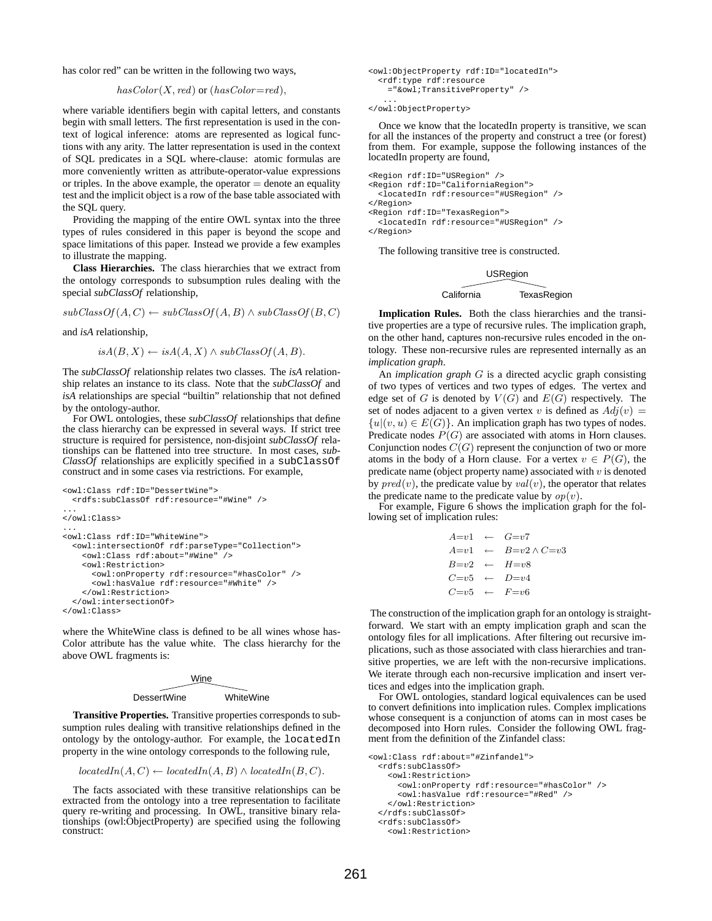has color red" can be written in the following two ways,

$$hasColor(X, red) \text{ or } (hasColor{=}red),$$

where variable identifiers begin with capital letters, and constants begin with small letters. The first representation is used in the context of logical inference: atoms are represented as logical functions with any arity. The latter representation is used in the context of SQL predicates in a SQL where-clause: atomic formulas are more conveniently written as attribute-operator-value expressions or triples. In the above example, the operator $=$ denote an equality test and the implicit object is a row of the base table associated with the SQL query.

Providing the mapping of the entire OWL syntax into the three types of rules considered in this paper is beyond the scope and space limitations of this paper. Instead we provide a few examples to illustrate the mapping.

**Class Hierarchies.** The class hierarchies that we extract from the ontology corresponds to subsumption rules dealing with the special *subClassOf* relationship,

$$subClassOf(A, C) \leftarrow subClassOf(A, B) \wedge subClassOf(B, C)$$

and *isA* relationship,

$$isA(B, X) \leftarrow isA(A, X) \wedge subClassOf(A, B).$$

The *subClassOf* relationship relates two classes. The *isA* relationship relates an instance to its class. Note that the *subClassOf* and *isA* relationships are special "builtin" relationship that not defined by the ontology-author.

For OWL ontologies, these *subClassOf* relationships that define the class hierarchy can be expressed in several ways. If strict tree structure is required for persistence, non-disjoint *subClassOf* relationships can be flattened into tree structure. In most cases, *subClassOf* relationships are explicitly specified in a `subClassOf` construct and in some cases via restrictions. For example,

```
<owl:Class rdf:ID="DessertWine">
  <rdfs:subClassOf rdf:resource="#Wine" />
...
</owl:Class>
...
<owl:Class rdf:ID="WhiteWine">
  <owl:intersectionOf rdf:parseType="Collection">
    <owl:Class rdf:about="#Wine" />
    <owl:Restriction>
      <owl:onProperty rdf:resource="#hasColor" />
      <owl:hasValue rdf:resource="#White" />
    </owl:Restriction>
  </owl:intersectionOf>
</owl:Class>
```

where the WhiteWine class is defined to be all wines whose hasColor attribute has the value white. The class hierarchy for the above OWL fragments is:

```
        Wine
       /    \
DessertWine  WhiteWine
```

**Transitive Properties.** Transitive properties corresponds to subsumption rules dealing with transitive relationships defined in the ontology by the ontology-author. For example, the `locatedIn` property in the wine ontology corresponds to the following rule,

$$locatedIn(A, C) \leftarrow locatedIn(A, B) \wedge locatedIn(B, C).$$

The facts associated with these transitive relationships can be extracted from the ontology into a tree representation to facilitate query re-writing and processing. In OWL, transitive binary relationships (owl:ObjectProperty) are specified using the following construct:

```
<owl:ObjectProperty rdf:ID="locatedIn">
  <rdf:type rdf:resource
    ="&owl;TransitiveProperty" />
  ...
</owl:ObjectProperty>
```

Once we know that the locatedIn property is transitive, we scan for all the instances of the property and construct a tree (or forest) from them. For example, suppose the following instances of the locatedIn property are found,

```
<Region rdf:ID="USRegion" />
<Region rdf:ID="CaliforniaRegion">
  <locatedIn rdf:resource="#USRegion" />
</Region>
<Region rdf:ID="TexasRegion">
  <locatedIn rdf:resource="#USRegion" />
</Region>
```

The following transitive tree is constructed.

```
        USRegion
       /        \
California    TexasRegion
```

**Implication Rules.** Both the class hierarchies and the transitive properties are a type of recursive rules. The implication graph, on the other hand, captures non-recursive rules encoded in the ontology. These non-recursive rules are represented internally as an *implication graph*.

An *implication graph* $G$ is a directed acyclic graph consisting of two types of vertices and two types of edges. The vertex and edge set of $G$ is denoted by $V(G)$ and $E(G)$ respectively. The set of nodes adjacent to a given vertex $v$ is defined as $Adj(v) = \{u | (v, u) \in E(G)\}$. An implication graph has two types of nodes. Predicate nodes $P(G)$ are associated with atoms in Horn clauses. Conjunction nodes $C(G)$ represent the conjunction of two or more atoms in the body of a Horn clause. For a vertex $v \in P(G)$, the predicate name (object property name) associated with $v$ is denoted by $pred(v)$, the predicate value by $val(v)$, the operator that relates the predicate name to the predicate value by $op(v)$.

For example, Figure 6 shows the implication graph for the following set of implication rules:

$$\begin{aligned}
A{=}v1 &\leftarrow G{=}v7 \\
A{=}v1 &\leftarrow B{=}v2 \wedge C{=}v3 \\
B{=}v2 &\leftarrow H{=}v8 \\
C{=}v5 &\leftarrow D{=}v4 \\
C{=}v5 &\leftarrow F{=}v6
\end{aligned}$$

The construction of the implication graph for an ontology is straightforward. We start with an empty implication graph and scan the ontology files for all implications. After filtering out recursive implications, such as those associated with class hierarchies and transitive properties, we are left with the non-recursive implications. We iterate through each non-recursive implication and insert vertices and edges into the implication graph.

For OWL ontologies, standard logical equivalences can be used to convert definitions into implication rules. Complex implications whose consequent is a conjunction of atoms can in most cases be decomposed into Horn rules. Consider the following OWL fragment from the definition of the Zinfandel class:

```
<owl:Class rdf:about="#Zinfandel">
  <rdfs:subClassOf>
    <owl:Restriction>
      <owl:onProperty rdf:resource="#hasColor" />
      <owl:hasValue rdf:resource="#Red" />
    </owl:Restriction>
  </rdfs:subClassOf>
  <rdfs:subClassOf>
    <owl:Restriction>
```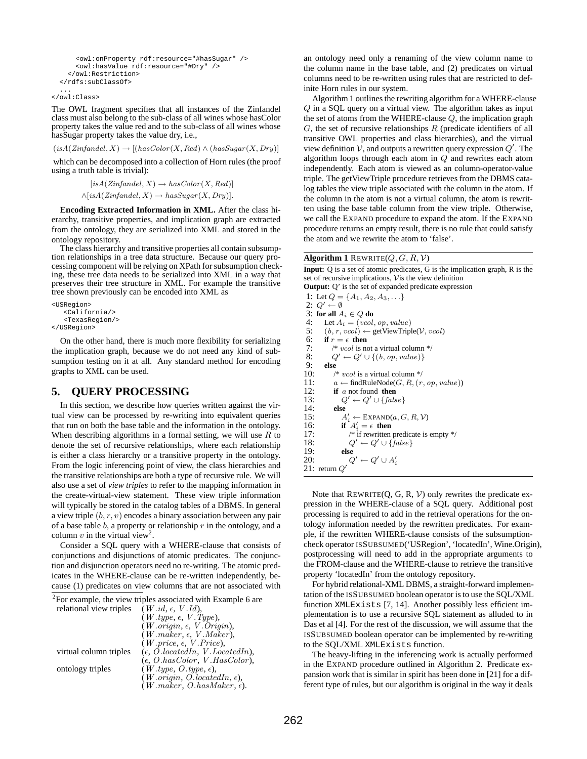```
      <owl:onProperty rdf:resource="#hasSugar" />
      <owl:hasValue rdf:resource="#Dry" />
    </owl:Restriction>
  </rdfs:subClassOf>
  ...
</owl:Class>
```

The OWL fragment specifies that all instances of the Zinfandel class must also belong to the sub-class of all wines whose hasColor property takes the value red and to the sub-class of all wines whose hasSugar property takes the value dry, i.e.,

$$(isA(Zinfandel, X) \rightarrow [(hasColor(X, Red) \wedge (hasSugar(X, Dry)]$$

which can be decomposed into a collection of Horn rules (the proof using a truth table is trivial):

$$[isA(Zinfandel, X) \rightarrow hasColor(X, Red)]$$
$$\wedge[isA(Zinfandel, X) \rightarrow hasSugar(X, Dry)].$$

**Encoding Extracted Information in XML.** After the class hierarchy, transitive properties, and implication graph are extracted from the ontology, they are serialized into XML and stored in the ontology repository.

The class hierarchy and transitive properties all contain subsumption relationships in a tree data structure. Because our query processing component will be relying on XPath for subsumption checking, these tree data needs to be serialized into XML in a way that preserves their tree structure in XML. For example the transitive tree shown previously can be encoded into XML as

```
<USRegion>
   <California/>
   <TexasRegion/>
</USRegion>
```

On the other hand, there is much more flexibility for serializing the implication graph, because we do not need any kind of subsumption testing on it at all. Any standard method for encoding graphs to XML can be used.

## 5. QUERY PROCESSING

In this section, we describe how queries written against the virtual view can be processed by re-writing into equivalent queries that run on both the base table and the information in the ontology. When describing algorithms in a formal setting, we will use $R$ to denote the set of recursive relationships, where each relationship is either a class hierarchy or a transitive property in the ontology. From the logic inferencing point of view, the class hierarchies and the transitive relationships are both a type of recursive rule. We will also use a set of *view triples* to refer to the mapping information in the create-virtual-view statement. These view triple information will typically be stored in the catalog tables of a DBMS. In general a view triple $(b, r, v)$ encodes a binary association between any pair of a base table $b$, a property or relationship $r$ in the ontology, and a column $v$ in the virtual view[2].

Consider a SQL query with a WHERE-clause that consists of conjunctions and disjunctions of atomic predicates. The conjunction and disjunction operators need no re-writing. The atomic predicates in the WHERE-clause can be re-written independently, because (1) predicates on view columns that are not associated with an ontology need only a renaming of the view column name to the column name in the base table, and (2) predicates on virtual columns need to be re-written using rules that are restricted to definite Horn rules in our system.

[2] For example, the view triples associated with Example 6 are

| | |
|---|---|
| relational view triples | $(W.id, \epsilon, V.Id)$, |
| | $(W.type, \epsilon, V.Type)$, |
| | $(W.origin, \epsilon, V.Origin)$, |
| | $(W.maker, \epsilon, V.Maker)$, |
| | $(W.price, \epsilon, V.Price)$, |
| virtual column triples | $(\epsilon, O.locatedIn, V.LocatedIn)$, |
| | $(\epsilon, O.hasColor, V.HasColor)$, |
| ontology triples | $(W.type, O.type, \epsilon)$, |
| | $(W.origin, O.locatedIn, \epsilon)$, |
| | $(W.maker, O.hasMaker, \epsilon)$. |

Algorithm 1 outlines the rewriting algorithm for a WHERE-clause $Q$ in a SQL query on a virtual view. The algorithm takes as input the set of atoms from the WHERE-clause $Q$, the implication graph $G$, the set of recursive relationships $R$ (predicate identifiers of all transitive OWL properties and class hierarchies), and the virtual view definition $\mathcal{V}$, and outputs a rewritten query expression $Q'$. The algorithm loops through each atom in $Q$ and rewrites each atom independently. Each atom is viewed as an column-operator-value triple. The getViewTriple procedure retrieves from the DBMS catalog tables the view triple associated with the column in the atom. If the column in the atom is not a virtual column, the atom is rewritten using the base table column from the view triple. Otherwise, we call the EXPAND procedure to expand the atom. If the EXPAND procedure returns an empty result, there is no rule that could satisfy the atom and we rewrite the atom to 'false'.

**Algorithm 1** REWRITE($Q, G, R, \mathcal{V}$)

**Input:** Q is a set of atomic predicates, G is the implication graph, R is the set of recursive implications, $\mathcal{V}$is the view definition
**Output:** Q' is the set of expanded predicate expression

```
 1: Let Q = {A_1, A_2, A_3, ...}
 2: Q' ← ∅
 3: for all A_i ∈ Q do
 4:    Let A_i = (vcol, op, value)
 5:    (b, r, vcol) ← getViewTriple(V, vcol)
 6:    if r = ε then
 7:       /* vcol is not a virtual column */
 8:       Q' ← Q' ∪ {(b, op, value)}
 9:    else
10:       /* vcol is a virtual column */
11:       a ← findRuleNode(G, R, (r, op, value))
12:       if a not found then
13:          Q' ← Q' ∪ {false}
14:       else
15:          A'_i ← EXPAND(a, G, R, V)
16:          if A'_i = ε then
17:             /* if rewritten predicate is empty */
18:             Q' ← Q' ∪ {false}
19:          else
20:             Q' ← Q' ∪ A'_i
21: return Q'
```

Note that REWRITE(Q, G, R, $\mathcal{V}$) only rewrites the predicate expression in the WHERE-clause of a SQL query. Additional post processing is required to add in the retrieval operations for the ontology information needed by the rewritten predicates. For example, if the rewritten WHERE-clause consists of the subsumption-check operator ISSUBSUMED('USRegion', 'locatedIn', Wine.Origin), postprocessing will need to add in the appropriate arguments to the FROM-clause and the WHERE-clause to retrieve the transitive property 'locatedIn' from the ontology repository.

For hybrid relational-XML DBMS, a straight-forward implementation of the ISSUBSUMED boolean operator is to use the SQL/XML function `XMLExists` [7, 14]. Another possibly less efficient implementation is to use a recursive SQL statement as alluded to in Das et al [4]. For the rest of the discussion, we will assume that the ISSUBSUMED boolean operator can be implemented by re-writing to the SQL/XML `XMLExists` function.

The heavy-lifting in the inferencing work is actually performed in the EXPAND procedure outlined in Algorithm 2. Predicate expansion work that is similar in spirit has been done in [21] for a different type of rules, but our algorithm is original in the way it deals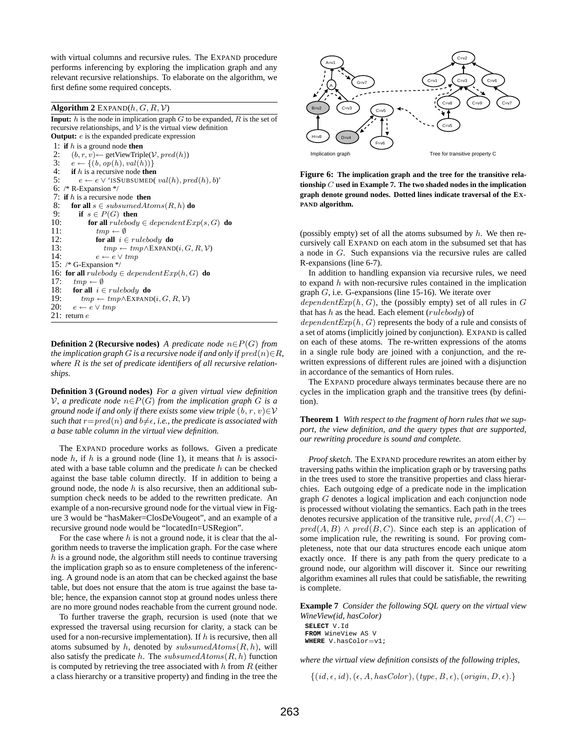with virtual columns and recursive rules. The EXPAND procedure performs inferencing by exploring the implication graph and any relevant recursive relationships. To elaborate on the algorithm, we first define some required concepts.

**Algorithm 2** EXPAND($h, G, R, \mathcal{V}$)

**Input:** $h$ is the node in implication graph $G$ to be expanded, $R$ is the set of recursive relationships, and $\mathcal{V}$ is the virtual view definition
**Output:** $e$ is the expanded predicate expression

```
1:  if h is a ground node then
2:    (b, r, v) ← getViewTriple(V, pred(h))
3:    e ← {(b, op(h), val(h))}
4:    if h is a recursive node then
5:      e ← e ∨ 'ISSUBSUMED( val(h), pred(h), b)'
6:  /* R-Expansion */
7:  if h is a recursive node then
8:    for all s ∈ subsumedAtoms(R, h) do
9:      if s ∈ P(G) then
10:       for all rulebody ∈ dependentExp(s, G) do
11:         tmp ← ∅
12:         for all i ∈ rulebody do
13:           tmp ← tmp ∧ EXPAND(i, G, R, V)
14:         e ← e ∨ tmp
15: /* G-Expansion */
16: for all rulebody ∈ dependentExp(h, G) do
17:   tmp ← ∅
18:   for all i ∈ rulebody do
19:     tmp ← tmp ∧ EXPAND(i, G, R, V)
20:   e ← e ∨ tmp
21: return e
```

**Definition 2 (Recursive nodes)** *A predicate node $n \in P(G)$ from the implication graph $G$ is a recursive node if and only if $pred(n) \in R$, where $R$ is the set of predicate identifiers of all recursive relationships.*

**Definition 3 (Ground nodes)** *For a given virtual view definition $\mathcal{V}$, a predicate node $n \in P(G)$ from the implication graph $G$ is a ground node if and only if there exists some view triple $(b, r, v) \in \mathcal{V}$ such that $r = pred(n)$ and $b \neq \epsilon$, i.e., the predicate is associated with a base table column in the virtual view definition.*

The EXPAND procedure works as follows. Given a predicate node $h$, if $h$ is a ground node (line 1), it means that $h$ is associated with a base table column and the predicate $h$ can be checked against the base table column directly. If in addition to being a ground node, the node $h$ is also recursive, then an additional subsumption check needs to be added to the rewritten predicate. An example of a non-recursive ground node for the virtual view in Figure 3 would be "hasMaker=ClosDeVougeot", and an example of a recursive ground node would be "locatedIn=USRegion".

For the case where $h$ is not a ground node, it is clear that the algorithm needs to traverse the implication graph. For the case where $h$ is a ground node, the algorithm still needs to continue traversing the implication graph so as to ensure completeness of the inferencing. A ground node is an atom that can be checked against the base table, but does not ensure that the atom is true against the base table; hence, the expansion cannot stop at ground nodes unless there are no more ground nodes reachable from the current ground node.

To further traverse the graph, recursion is used (note that we expressed the traversal using recursion for clarity, a stack can be used for a non-recursive implementation). If $h$ is recursive, then all atoms subsumed by $h$, denoted by $subsumedAtoms(R, h)$, will also satisfy the predicate $h$. The $subsumedAtoms(R, h)$ function is computed by retrieving the tree associated with $h$ from $R$ (either a class hierarchy or a transitive property) and finding in the tree the (possibly empty) set of all the atoms subsumed by $h$. We then recursively call EXPAND on each atom in the subsumed set that has a node in $G$. Such expansions via the recursive rules are called R-expansions (line 6-7).

In addition to handling expansion via recursive rules, we need to expand $h$ with non-recursive rules contained in the implication graph $G$, i.e. G-expansions (line 15-16). We iterate over $dependentExp(h, G)$, the (possibly empty) set of all rules in $G$ that has $h$ as the head. Each element ($rulebody$) of $dependentExp(h, G)$ represents the body of a rule and consists of a set of atoms (implicitly joined by conjunction). EXPAND is called on each of these atoms. The re-written expressions of the atoms in a single rule body are joined with a conjunction, and the re-written expressions of different rules are joined with a disjunction in accordance of the semantics of Horn rules.

The EXPAND procedure always terminates because there are no cycles in the implication graph and the transitive trees (by definition).

**Figure 6: The implication graph and the tree for the transitive relationship $C$ used in Example 7. The two shaded nodes in the implication graph denote ground nodes. Dotted lines indicate traversal of the EXPAND algorithm.**

**Theorem 1** *With respect to the fragment of horn rules that we support, the view definition, and the query types that are supported, our rewriting procedure is sound and complete.*

*Proof sketch.* The EXPAND procedure rewrites an atom either by traversing paths within the implication graph or by traversing paths in the trees used to store the transitive properties and class hierarchies. Each outgoing edge of a predicate node in the implication graph $G$ denotes a logical implication and each conjunction node is processed without violating the semantics. Each path in the trees denotes recursive application of the transitive rule, $pred(A, C) \leftarrow pred(A, B) \wedge pred(B, C)$. Since each step is an application of some implication rule, the rewriting is sound. For proving completeness, note that our data structures encode each unique atom exactly once. If there is any path from the query predicate to a ground node, our algorithm will discover it. Since our rewriting algorithm examines all rules that could be satisfiable, the rewriting is complete.

**Example 7** *Consider the following SQL query on the virtual view WineView(id, hasColor)*

```
SELECT V.Id
FROM WineView AS V
WHERE V.hasColor=v1;
```

*where the virtual view definition consists of the following triples,*

$$\{(id, \epsilon, id), (\epsilon, A, hasColor), (type, B, \epsilon), (origin, D, \epsilon).\}$$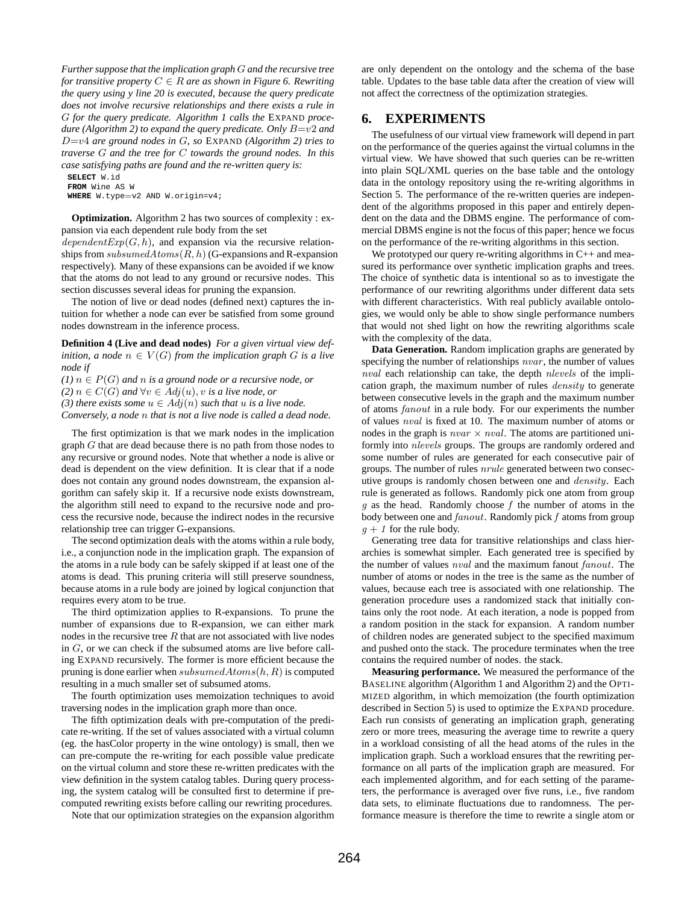*Further suppose that the implication graph $G$ and the recursive tree for transitive property $C \in R$ are as shown in Figure 6. Rewriting the query using y line 20 is executed, because the query predicate does not involve recursive relationships and there exists a rule in $G$ for the query predicate. Algorithm 1 calls the* EXPAND *procedure (Algorithm 2) to expand the query predicate. Only $B{=}v2$ and $D{=}v4$ are ground nodes in $G$, so* EXPAND *(Algorithm 2) tries to traverse $G$ and the tree for $C$ towards the ground nodes. In this case satisfying paths are found and the re-written query is:*

```
SELECT W.id
FROM Wine AS W
WHERE W.type=v2 AND W.origin=v4;
```

**Optimization.** Algorithm 2 has two sources of complexity : expansion via each dependent rule body from the set $dependentExp(G, h)$, and expansion via the recursive relationships from $subsumedAtoms(R, h)$ (G-expansions and R-expansion respectively). Many of these expansions can be avoided if we know that the atoms do not lead to any ground or recursive nodes. This section discusses several ideas for pruning the expansion.

The notion of live or dead nodes (defined next) captures the intuition for whether a node can ever be satisfied from some ground nodes downstream in the inference process.

**Definition 4 (Live and dead nodes)** *For a given virtual view definition, a node $n \in V(G)$ from the implication graph $G$ is a live node if*
*(1) $n \in P(G)$ and $n$ is a ground node or a recursive node, or*
*(2) $n \in C(G)$ and $\forall v \in Adj(u)$, $v$ is a live node, or*
*(3) there exists some $u \in Adj(n)$ such that $u$ is a live node.*
*Conversely, a node $n$ that is not a live node is called a dead node.*

The first optimization is that we mark nodes in the implication graph $G$ that are dead because there is no path from those nodes to any recursive or ground nodes. Note that whether a node is alive or dead is dependent on the view definition. It is clear that if a node does not contain any ground nodes downstream, the expansion algorithm can safely skip it. If a recursive node exists downstream, the algorithm still need to expand to the recursive node and process the recursive node, because the indirect nodes in the recursive relationship tree can trigger G-expansions.

The second optimization deals with the atoms within a rule body, i.e., a conjunction node in the implication graph. The expansion of the atoms in a rule body can be safely skipped if at least one of the atoms is dead. This pruning criteria will still preserve soundness, because atoms in a rule body are joined by logical conjunction that requires every atom to be true.

The third optimization applies to R-expansions. To prune the number of expansions due to R-expansion, we can either mark nodes in the recursive tree $R$ that are not associated with live nodes in $G$, or we can check if the subsumed atoms are live before calling EXPAND recursively. The former is more efficient because the pruning is done earlier when $subsumedAtoms(h, R)$ is computed resulting in a much smaller set of subsumed atoms.

The fourth optimization uses memoization techniques to avoid traversing nodes in the implication graph more than once.

The fifth optimization deals with pre-computation of the predicate re-writing. If the set of values associated with a virtual column (eg. the hasColor property in the wine ontology) is small, then we can pre-compute the re-writing for each possible value predicate on the virtual column and store these re-written predicates with the view definition in the system catalog tables. During query processing, the system catalog will be consulted first to determine if pre-computed rewriting exists before calling our rewriting procedures.

Note that our optimization strategies on the expansion algorithm are only dependent on the ontology and the schema of the base table. Updates to the base table data after the creation of view will not affect the correctness of the optimization strategies.

## 6. EXPERIMENTS

The usefulness of our virtual view framework will depend in part on the performance of the queries against the virtual columns in the virtual view. We have showed that such queries can be re-written into plain SQL/XML queries on the base table and the ontology data in the ontology repository using the re-writing algorithms in Section 5. The performance of the re-written queries are independent of the algorithms proposed in this paper and entirely dependent on the data and the DBMS engine. The performance of commercial DBMS engine is not the focus of this paper; hence we focus on the performance of the re-writing algorithms in this section.

We prototyped our query re-writing algorithms in C++ and measured its performance over synthetic implication graphs and trees. The choice of synthetic data is intentional so as to investigate the performance of our rewriting algorithms under different data sets with different characteristics. With real publicly available ontologies, we would only be able to show single performance numbers that would not shed light on how the rewriting algorithms scale with the complexity of the data.

**Data Generation.** Random implication graphs are generated by specifying the number of relationships $nvar$, the number of values $nval$ each relationship can take, the depth $nlevels$ of the implication graph, the maximum number of rules $density$ to generate between consecutive levels in the graph and the maximum number of atoms $fanout$ in a rule body. For our experiments the number of values $nval$ is fixed at 10. The maximum number of atoms or nodes in the graph is $nvar \times nval$. The atoms are partitioned uniformly into $nlevels$ groups. The groups are randomly ordered and some number of rules are generated for each consecutive pair of groups. The number of rules $nrule$ generated between two consecutive groups is randomly chosen between one and $density$. Each rule is generated as follows. Randomly pick one atom from group $g$ as the head. Randomly choose $f$ the number of atoms in the body between one and $fanout$. Randomly pick $f$ atoms from group $g + 1$ for the rule body.

Generating tree data for transitive relationships and class hierarchies is somewhat simpler. Each generated tree is specified by the number of values $nval$ and the maximum fanout $fanout$. The number of atoms or nodes in the tree is the same as the number of values, because each tree is associated with one relationship. The generation procedure uses a randomized stack that initially contains only the root node. At each iteration, a node is popped from a random position in the stack for expansion. A random number of children nodes are generated subject to the specified maximum and pushed onto the stack. The procedure terminates when the tree contains the required number of nodes. the stack.

**Measuring performance.** We measured the performance of the BASELINE algorithm (Algorithm 1 and Algorithm 2) and the OPTIMIZED algorithm, in which memoization (the fourth optimization described in Section 5) is used to optimize the EXPAND procedure. Each run consists of generating an implication graph, generating zero or more trees, measuring the average time to rewrite a query in a workload consisting of all the head atoms of the rules in the implication graph. Such a workload ensures that the rewriting performance on all parts of the implication graph are measured. For each implemented algorithm, and for each setting of the parameters, the performance is averaged over five runs, i.e., five random data sets, to eliminate fluctuations due to randomness. The performance measure is therefore the time to rewrite a single atom or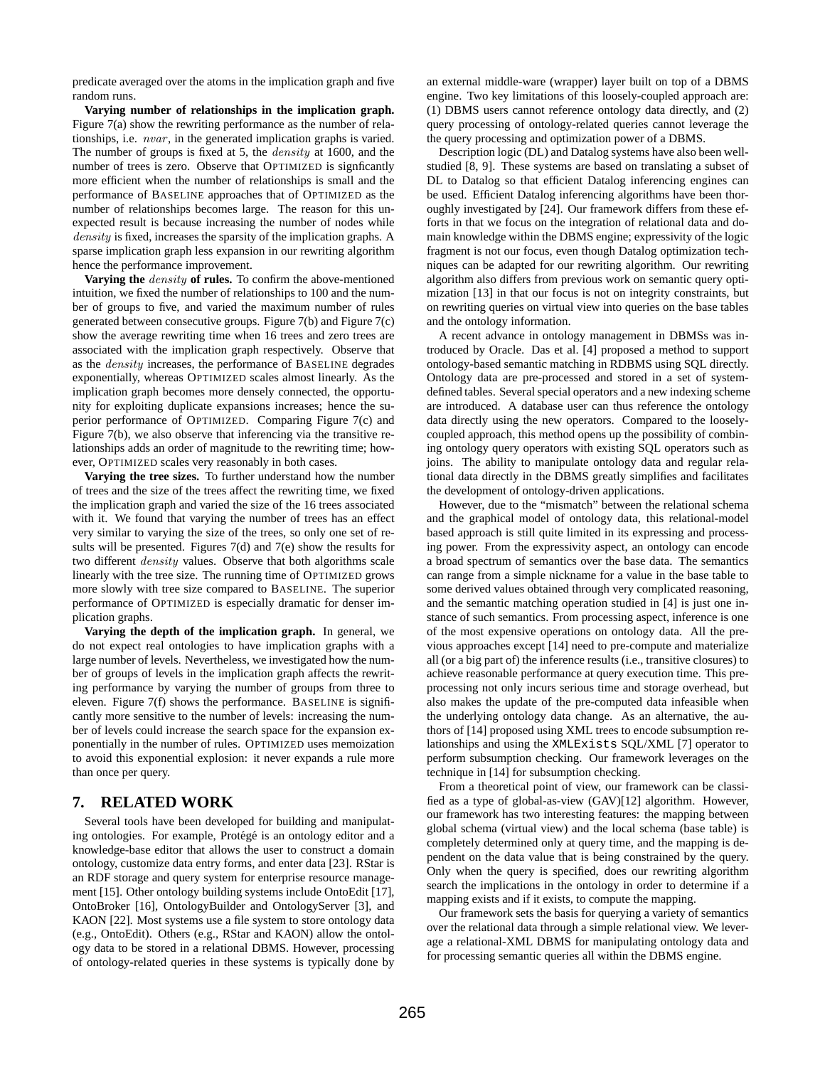predicate averaged over the atoms in the implication graph and five random runs.

**Varying number of relationships in the implication graph.** Figure 7(a) show the rewriting performance as the number of relationships, i.e. $nvar$, in the generated implication graphs is varied. The number of groups is fixed at 5, the $density$ at 1600, and the number of trees is zero. Observe that OPTIMIZED is signficantly more efficient when the number of relationships is small and the performance of BASELINE approaches that of OPTIMIZED as the number of relationships becomes large. The reason for this unexpected result is because increasing the number of nodes while $density$ is fixed, increases the sparsity of the implication graphs. A sparse implication graph less expansion in our rewriting algorithm hence the performance improvement.

**Varying the $density$ of rules.** To confirm the above-mentioned intuition, we fixed the number of relationships to 100 and the number of groups to five, and varied the maximum number of rules generated between consecutive groups. Figure 7(b) and Figure 7(c) show the average rewriting time when 16 trees and zero trees are associated with the implication graph respectively. Observe that as the $density$ increases, the performance of BASELINE degrades exponentially, whereas OPTIMIZED scales almost linearly. As the implication graph becomes more densely connected, the opportunity for exploiting duplicate expansions increases; hence the superior performance of OPTIMIZED. Comparing Figure 7(c) and Figure 7(b), we also observe that inferencing via the transitive relationships adds an order of magnitude to the rewriting time; however, OPTIMIZED scales very reasonably in both cases.

**Varying the tree sizes.** To further understand how the number of trees and the size of the trees affect the rewriting time, we fixed the implication graph and varied the size of the 16 trees associated with it. We found that varying the number of trees has an effect very similar to varying the size of the trees, so only one set of results will be presented. Figures 7(d) and 7(e) show the results for two different $density$ values. Observe that both algorithms scale linearly with the tree size. The running time of OPTIMIZED grows more slowly with tree size compared to BASELINE. The superior performance of OPTIMIZED is especially dramatic for denser implication graphs.

**Varying the depth of the implication graph.** In general, we do not expect real ontologies to have implication graphs with a large number of levels. Nevertheless, we investigated how the number of groups of levels in the implication graph affects the rewriting performance by varying the number of groups from three to eleven. Figure 7(f) shows the performance. BASELINE is significantly more sensitive to the number of levels: increasing the number of levels could increase the search space for the expansion exponentially in the number of rules. OPTIMIZED uses memoization to avoid this exponential explosion: it never expands a rule more than once per query.

## 7. RELATED WORK

Several tools have been developed for building and manipulating ontologies. For example, Protégé is an ontology editor and a knowledge-base editor that allows the user to construct a domain ontology, customize data entry forms, and enter data [23]. RStar is an RDF storage and query system for enterprise resource management [15]. Other ontology building systems include OntoEdit [17], OntoBroker [16], OntologyBuilder and OntologyServer [3], and KAON [22]. Most systems use a file system to store ontology data (e.g., OntoEdit). Others (e.g., RStar and KAON) allow the ontology data to be stored in a relational DBMS. However, processing of ontology-related queries in these systems is typically done by an external middle-ware (wrapper) layer built on top of a DBMS engine. Two key limitations of this loosely-coupled approach are: (1) DBMS users cannot reference ontology data directly, and (2) query processing of ontology-related queries cannot leverage the the query processing and optimization power of a DBMS.

Description logic (DL) and Datalog systems have also been well-studied [8, 9]. These systems are based on translating a subset of DL to Datalog so that efficient Datalog inferencing engines can be used. Efficient Datalog inferencing algorithms have been thoroughly investigated by [24]. Our framework differs from these efforts in that we focus on the integration of relational data and domain knowledge within the DBMS engine; expressivity of the logic fragment is not our focus, even though Datalog optimization techniques can be adapted for our rewriting algorithm. Our rewriting algorithm also differs from previous work on semantic query optimization [13] in that our focus is not on integrity constraints, but on rewriting queries on virtual view into queries on the base tables and the ontology information.

A recent advance in ontology management in DBMSs was introduced by Oracle. Das et al. [4] proposed a method to support ontology-based semantic matching in RDBMS using SQL directly. Ontology data are pre-processed and stored in a set of system-defined tables. Several special operators and a new indexing scheme are introduced. A database user can thus reference the ontology data directly using the new operators. Compared to the loosely-coupled approach, this method opens up the possibility of combining ontology query operators with existing SQL operators such as joins. The ability to manipulate ontology data and regular relational data directly in the DBMS greatly simplifies and facilitates the development of ontology-driven applications.

However, due to the "mismatch" between the relational schema and the graphical model of ontology data, this relational-model based approach is still quite limited in its expressing and processing power. From the expressivity aspect, an ontology can encode a broad spectrum of semantics over the base data. The semantics can range from a simple nickname for a value in the base table to some derived values obtained through very complicated reasoning, and the semantic matching operation studied in [4] is just one instance of such semantics. From processing aspect, inference is one of the most expensive operations on ontology data. All the previous approaches except [14] need to pre-compute and materialize all (or a big part of) the inference results (i.e., transitive closures) to achieve reasonable performance at query execution time. This preprocessing not only incurs serious time and storage overhead, but also makes the update of the pre-computed data infeasible when the underlying ontology data change. As an alternative, the authors of [14] proposed using XML trees to encode subsumption relationships and using the `XMLExists` SQL/XML [7] operator to perform subsumption checking. Our framework leverages on the technique in [14] for subsumption checking.

From a theoretical point of view, our framework can be classified as a type of global-as-view (GAV)[12] algorithm. However, our framework has two interesting features: the mapping between global schema (virtual view) and the local schema (base table) is completely determined only at query time, and the mapping is dependent on the data value that is being constrained by the query. Only when the query is specified, does our rewriting algorithm search the implications in the ontology in order to determine if a mapping exists and if it exists, to compute the mapping.

Our framework sets the basis for querying a variety of semantics over the relational data through a simple relational view. We leverage a relational-XML DBMS for manipulating ontology data and for processing semantic queries all within the DBMS engine.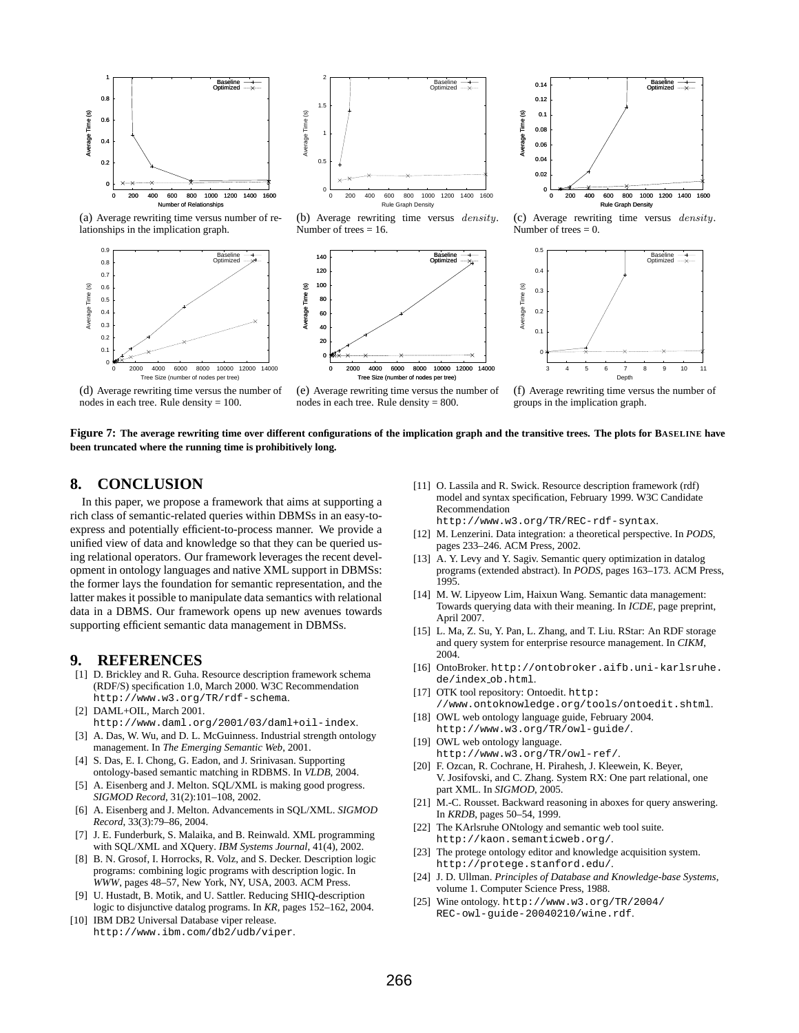Baseline
Optimized
Average Time (s)
Number of Relationships

(a) Average rewriting time versus number of relationships in the implication graph.

Baseline
Optimized
Average Time (s)
Rule Graph Density

(b) Average rewriting time versus *density*. Number of trees = 16.

Baseline
Optimized
Average Time (s)
Rule Graph Density

(c) Average rewriting time versus *density*. Number of trees = 0.

Baseline
Optimized
Average Time (s)
Tree Size (number of nodes per tree)

(d) Average rewriting time versus the number of nodes in each tree. Rule density = 100.

Baseline
Optimized
Average Time (s)
Tree Size (number of nodes per tree)

(e) Average rewriting time versus the number of nodes in each tree. Rule density = 800.

Baseline
Optimized
Average Time (s)
Depth

(f) Average rewriting time versus the number of groups in the implication graph.

**Figure 7: The average rewriting time over different configurations of the implication graph and the transitive trees. The plots for BASELINE have been truncated where the running time is prohibitively long.**

## 8. CONCLUSION

In this paper, we propose a framework that aims at supporting a rich class of semantic-related queries within DBMSs in an easy-to-express and potentially efficient-to-process manner. We provide a unified view of data and knowledge so that they can be queried using relational operators. Our framework leverages the recent development in ontology languages and native XML support in DBMSs: the former lays the foundation for semantic representation, and the latter makes it possible to manipulate data semantics with relational data in a DBMS. Our framework opens up new avenues towards supporting efficient semantic data management in DBMSs.

## 9. REFERENCES

[1] D. Brickley and R. Guha. Resource description framework schema (RDF/S) specification 1.0, March 2000. W3C Recommendation `http://www.w3.org/TR/rdf-schema`.

[2] DAML+OIL, March 2001. `http://www.daml.org/2001/03/daml+oil-index`.

[3] A. Das, W. Wu, and D. L. McGuinness. Industrial strength ontology management. In *The Emerging Semantic Web*, 2001.

[4] S. Das, E. I. Chong, G. Eadon, and J. Srinivasan. Supporting ontology-based semantic matching in RDBMS. In *VLDB*, 2004.

[5] A. Eisenberg and J. Melton. SQL/XML is making good progress. *SIGMOD Record*, 31(2):101–108, 2002.

[6] A. Eisenberg and J. Melton. Advancements in SQL/XML. *SIGMOD Record*, 33(3):79–86, 2004.

[7] J. E. Funderburk, S. Malaika, and B. Reinwald. XML programming with SQL/XML and XQuery. *IBM Systems Journal*, 41(4), 2002.

[8] B. N. Grosof, I. Horrocks, R. Volz, and S. Decker. Description logic programs: combining logic programs with description logic. In *WWW*, pages 48–57, New York, NY, USA, 2003. ACM Press.

[9] U. Hustadt, B. Motik, and U. Sattler. Reducing SHIQ-description logic to disjunctive datalog programs. In *KR*, pages 152–162, 2004.

[10] IBM DB2 Universal Database viper release. `http://www.ibm.com/db2/udb/viper`.

[11] O. Lassila and R. Swick. Resource description framework (rdf) model and syntax specification, February 1999. W3C Candidate Recommendation `http://www.w3.org/TR/REC-rdf-syntax`.

[12] M. Lenzerini. Data integration: a theoretical perspective. In *PODS*, pages 233–246. ACM Press, 2002.

[13] A. Y. Levy and Y. Sagiv. Semantic query optimization in datalog programs (extended abstract). In *PODS*, pages 163–173. ACM Press, 1995.

[14] M. W. Lipyeow Lim, Haixun Wang. Semantic data management: Towards querying data with their meaning. In *ICDE*, page preprint, April 2007.

[15] L. Ma, Z. Su, Y. Pan, L. Zhang, and T. Liu. RStar: An RDF storage and query system for enterprise resource management. In *CIKM*, 2004.

[16] OntoBroker. `http://ontobroker.aifb.uni-karlsruhe.de/index_ob.html`.

[17] OTK tool repository: Ontoedit. `http://www.ontoknowledge.org/tools/ontoedit.shtml`.

[18] OWL web ontology language guide, February 2004. `http://www.w3.org/TR/owl-guide/`.

[19] OWL web ontology language. `http://www.w3.org/TR/owl-ref/`.

[20] F. Ozcan, R. Cochrane, H. Pirahesh, J. Kleewein, K. Beyer, V. Josifovski, and C. Zhang. System RX: One part relational, one part XML. In *SIGMOD*, 2005.

[21] M.-C. Rousset. Backward reasoning in aboxes for query answering. In *KRDB*, pages 50–54, 1999.

[22] The KArlsruhe ONtology and semantic web tool suite. `http://kaon.semanticweb.org/`.

[23] The protege ontology editor and knowledge acquisition system. `http://protege.stanford.edu/`.

[24] J. D. Ullman. *Principles of Database and Knowledge-base Systems*, volume 1. Computer Science Press, 1988.

[25] Wine ontology. `http://www.w3.org/TR/2004/REC-owl-guide-20040210/wine.rdf`.